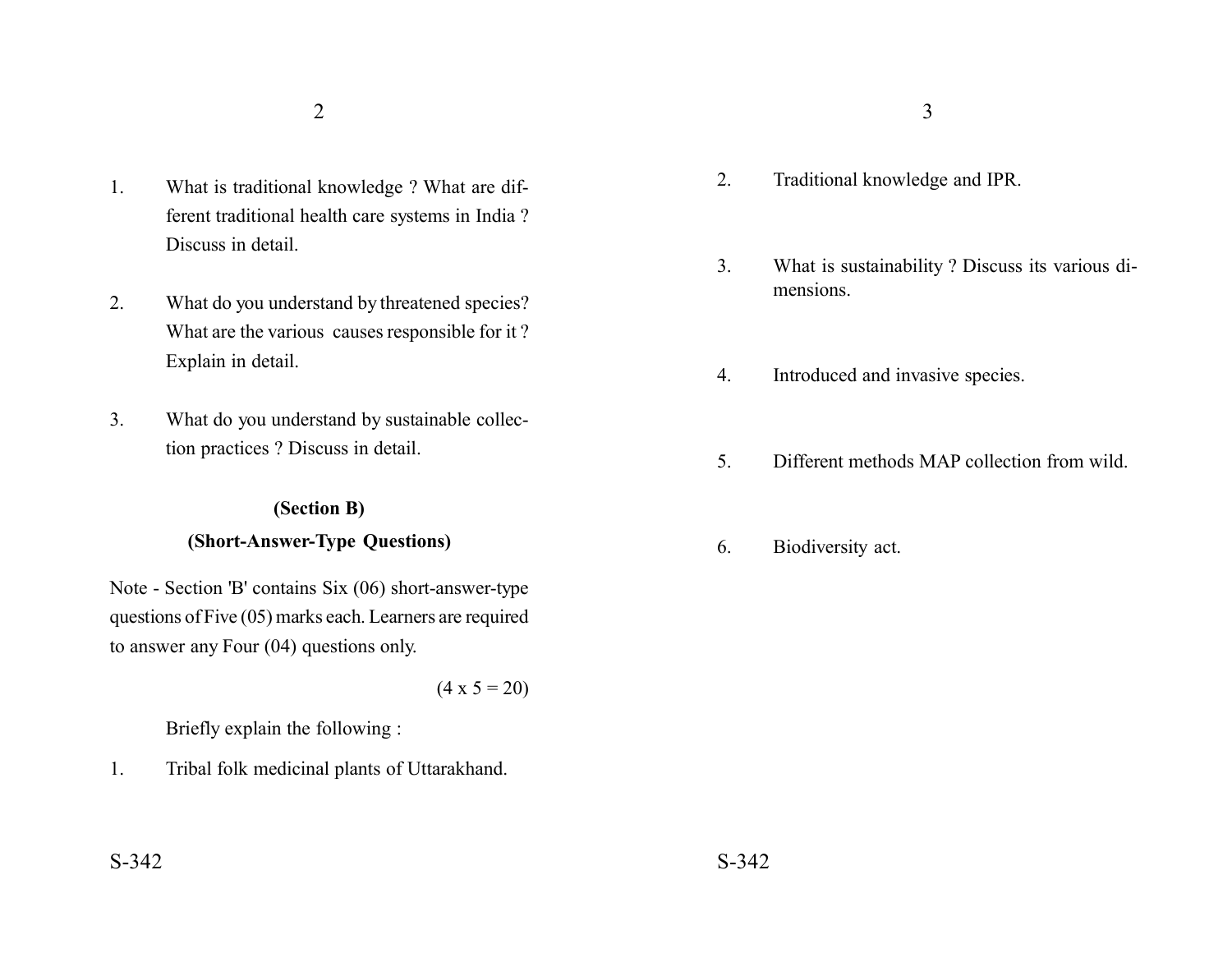1. What is traditional knowledge ? What are different traditional health care systems in India ? Discuss in detail.

2. What do you understand by threatened species? What are the various causes responsible for it ? Explain in detail.

3. What do you understand by sustainable collection practices ? Discuss in detail.

**(Section B)**

**(Short-Answer-Type Questions)**

Note - Section 'B' contains Six (06) short-answer-type questions of Five (05) marks each. Learners are required to answer any Four (04) questions only.

(4 x 5 = 20)

Briefly explain the following :

1. Tribal folk medicinal plants of Uttarakhand.

2. Traditional knowledge and IPR.

3. What is sustainability ? Discuss its various dimensions.

4. Introduced and invasive species.

5. Different methods MAP collection from wild.

6. Biodiversity act.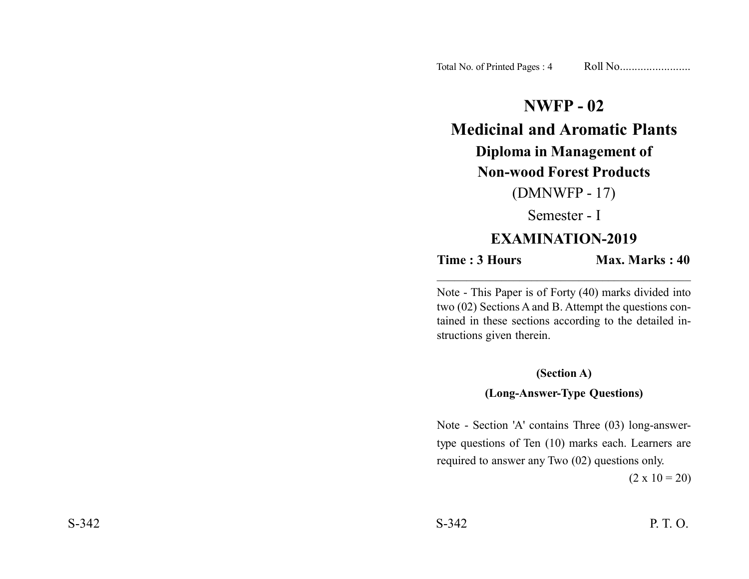Total No. of Printed Pages : 4 Roll No........................

# NWFP - 02

## Medicinal and Aromatic Plants

### Diploma in Management of Non-wood Forest Products

(DMNWFP - 17)

Semester - I

**EXAMINATION-2019**

**Time : 3 Hours** **Max. Marks : 40**

---

Note - This Paper is of Forty (40) marks divided into two (02) Sections A and B. Attempt the questions contained in these sections according to the detailed instructions given therein.

**(Section A)**

**(Long-Answer-Type Questions)**

Note - Section 'A' contains Three (03) long-answer-type questions of Ten (10) marks each. Learners are required to answer any Two (02) questions only.

(2 x 10 = 20)

S-342 P. T. O.